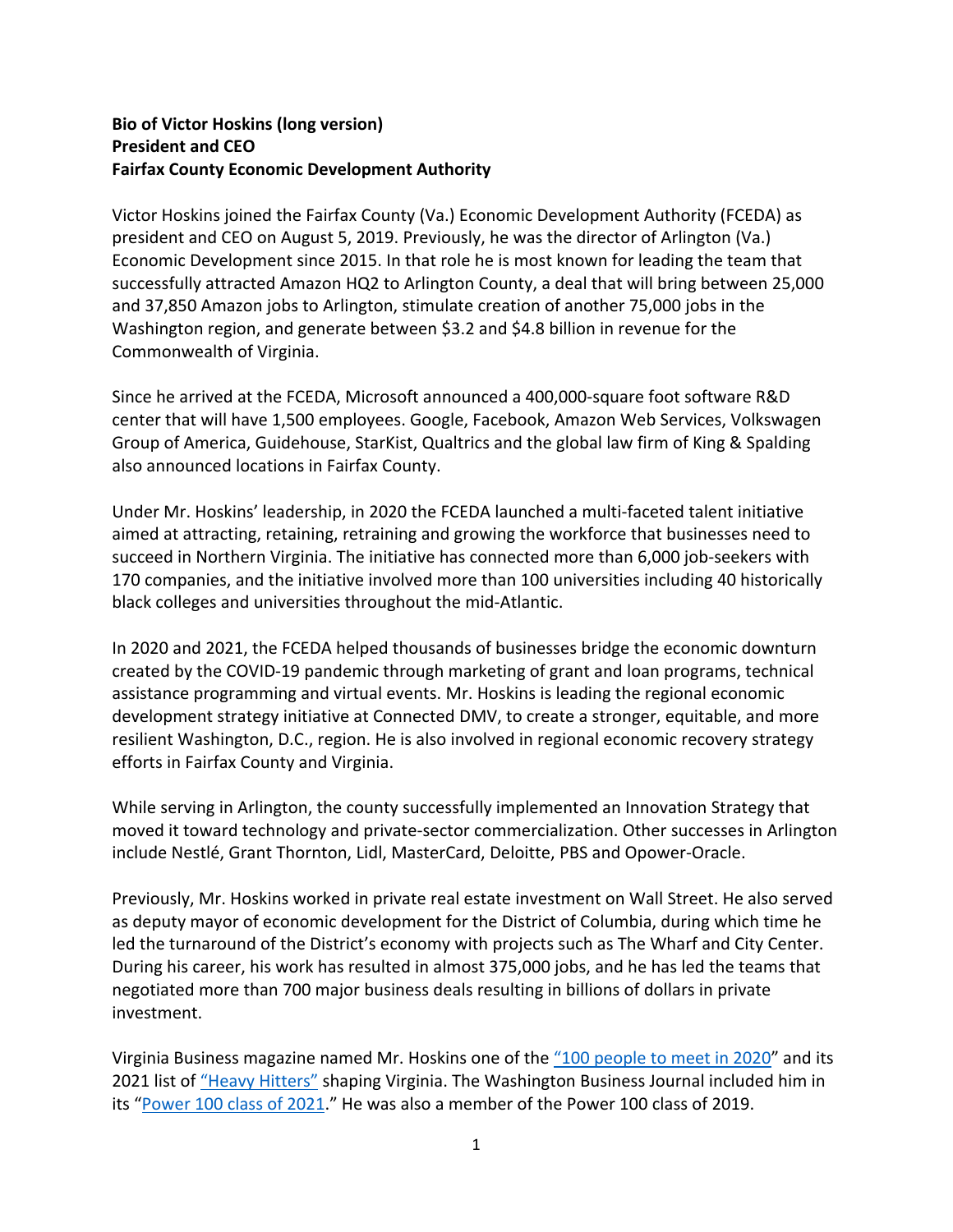**Bio of Victor Hoskins (long version)**
**President and CEO**
**Fairfax County Economic Development Authority**

Victor Hoskins joined the Fairfax County (Va.) Economic Development Authority (FCEDA) as president and CEO on August 5, 2019. Previously, he was the director of Arlington (Va.) Economic Development since 2015. In that role he is most known for leading the team that successfully attracted Amazon HQ2 to Arlington County, a deal that will bring between 25,000 and 37,850 Amazon jobs to Arlington, stimulate creation of another 75,000 jobs in the Washington region, and generate between $3.2 and $4.8 billion in revenue for the Commonwealth of Virginia.

Since he arrived at the FCEDA, Microsoft announced a 400,000-square foot software R&D center that will have 1,500 employees. Google, Facebook, Amazon Web Services, Volkswagen Group of America, Guidehouse, StarKist, Qualtrics and the global law firm of King & Spalding also announced locations in Fairfax County.

Under Mr. Hoskins' leadership, in 2020 the FCEDA launched a multi-faceted talent initiative aimed at attracting, retaining, retraining and growing the workforce that businesses need to succeed in Northern Virginia. The initiative has connected more than 6,000 job-seekers with 170 companies, and the initiative involved more than 100 universities including 40 historically black colleges and universities throughout the mid-Atlantic.

In 2020 and 2021, the FCEDA helped thousands of businesses bridge the economic downturn created by the COVID-19 pandemic through marketing of grant and loan programs, technical assistance programming and virtual events. Mr. Hoskins is leading the regional economic development strategy initiative at Connected DMV, to create a stronger, equitable, and more resilient Washington, D.C., region. He is also involved in regional economic recovery strategy efforts in Fairfax County and Virginia.

While serving in Arlington, the county successfully implemented an Innovation Strategy that moved it toward technology and private-sector commercialization. Other successes in Arlington include Nestlé, Grant Thornton, Lidl, MasterCard, Deloitte, PBS and Opower-Oracle.

Previously, Mr. Hoskins worked in private real estate investment on Wall Street. He also served as deputy mayor of economic development for the District of Columbia, during which time he led the turnaround of the District's economy with projects such as The Wharf and City Center. During his career, his work has resulted in almost 375,000 jobs, and he has led the teams that negotiated more than 700 major business deals resulting in billions of dollars in private investment.

Virginia Business magazine named Mr. Hoskins one of the "100 people to meet in 2020" and its 2021 list of "Heavy Hitters" shaping Virginia. The Washington Business Journal included him in its "Power 100 class of 2021." He was also a member of the Power 100 class of 2019.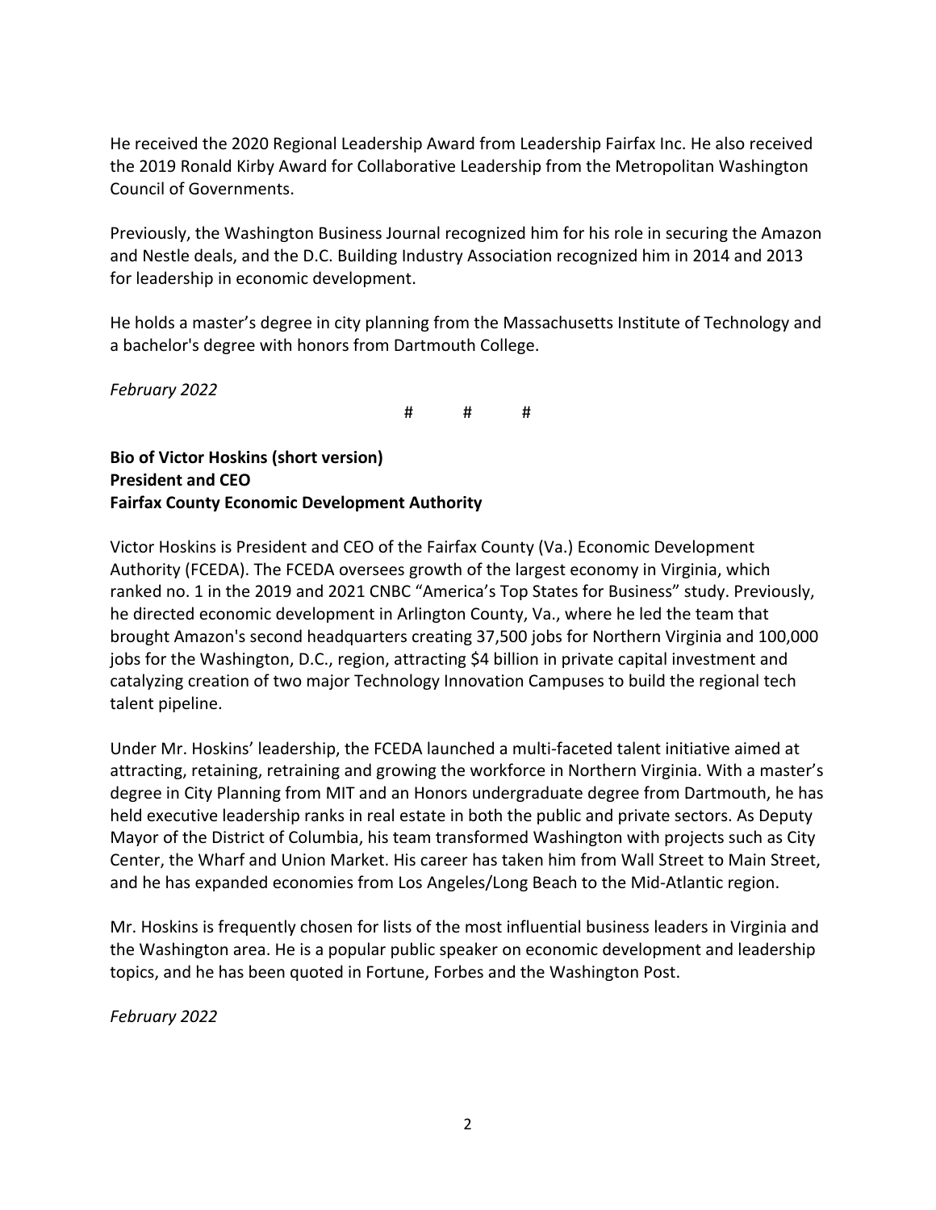He received the 2020 Regional Leadership Award from Leadership Fairfax Inc. He also received the 2019 Ronald Kirby Award for Collaborative Leadership from the Metropolitan Washington Council of Governments.

Previously, the Washington Business Journal recognized him for his role in securing the Amazon and Nestle deals, and the D.C. Building Industry Association recognized him in 2014 and 2013 for leadership in economic development.

He holds a master's degree in city planning from the Massachusetts Institute of Technology and a bachelor's degree with honors from Dartmouth College.

*February 2022*

# # #

**Bio of Victor Hoskins (short version)**
**President and CEO**
**Fairfax County Economic Development Authority**

Victor Hoskins is President and CEO of the Fairfax County (Va.) Economic Development Authority (FCEDA). The FCEDA oversees growth of the largest economy in Virginia, which ranked no. 1 in the 2019 and 2021 CNBC "America's Top States for Business" study. Previously, he directed economic development in Arlington County, Va., where he led the team that brought Amazon's second headquarters creating 37,500 jobs for Northern Virginia and 100,000 jobs for the Washington, D.C., region, attracting $4 billion in private capital investment and catalyzing creation of two major Technology Innovation Campuses to build the regional tech talent pipeline.

Under Mr. Hoskins' leadership, the FCEDA launched a multi-faceted talent initiative aimed at attracting, retaining, retraining and growing the workforce in Northern Virginia. With a master's degree in City Planning from MIT and an Honors undergraduate degree from Dartmouth, he has held executive leadership ranks in real estate in both the public and private sectors. As Deputy Mayor of the District of Columbia, his team transformed Washington with projects such as City Center, the Wharf and Union Market. His career has taken him from Wall Street to Main Street, and he has expanded economies from Los Angeles/Long Beach to the Mid-Atlantic region.

Mr. Hoskins is frequently chosen for lists of the most influential business leaders in Virginia and the Washington area. He is a popular public speaker on economic development and leadership topics, and he has been quoted in Fortune, Forbes and the Washington Post.

*February 2022*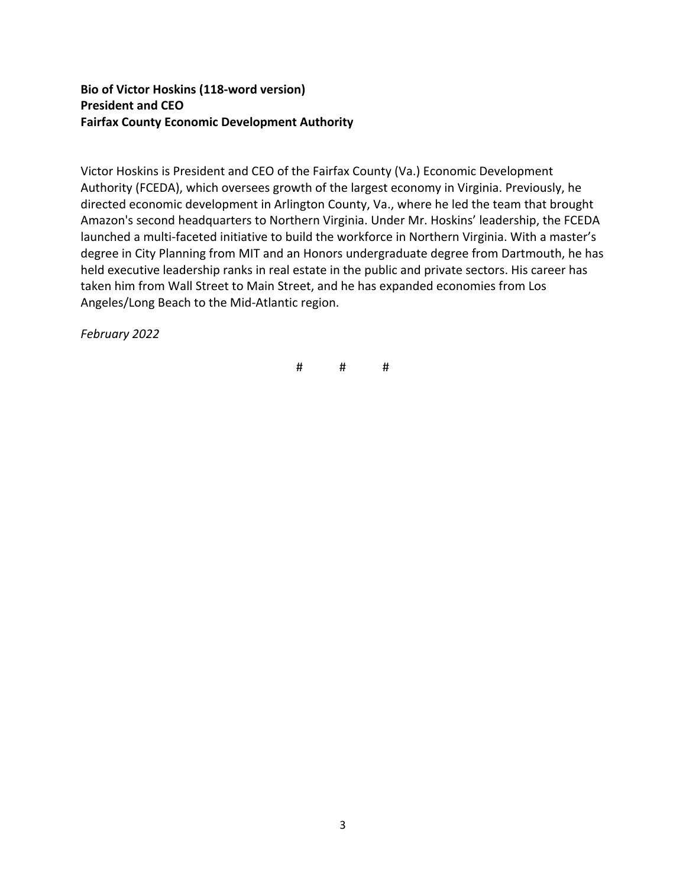**Bio of Victor Hoskins (118-word version)**
**President and CEO**
**Fairfax County Economic Development Authority**

Victor Hoskins is President and CEO of the Fairfax County (Va.) Economic Development Authority (FCEDA), which oversees growth of the largest economy in Virginia. Previously, he directed economic development in Arlington County, Va., where he led the team that brought Amazon's second headquarters to Northern Virginia. Under Mr. Hoskins' leadership, the FCEDA launched a multi-faceted initiative to build the workforce in Northern Virginia. With a master's degree in City Planning from MIT and an Honors undergraduate degree from Dartmouth, he has held executive leadership ranks in real estate in the public and private sectors. His career has taken him from Wall Street to Main Street, and he has expanded economies from Los Angeles/Long Beach to the Mid-Atlantic region.

*February 2022*

# # #